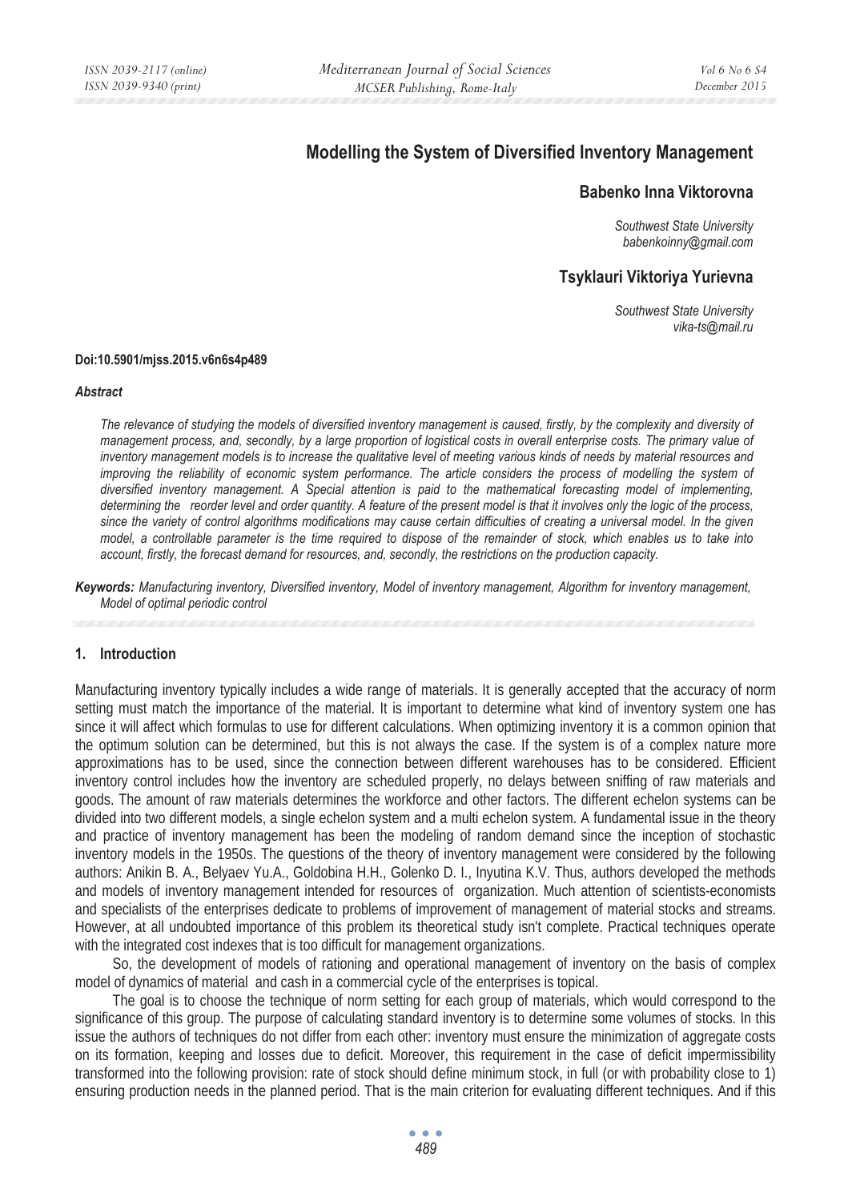# Modelling the System of Diversified Inventory Management

## Babenko Inna Viktorovna

*Southwest State University*
*babenkoinny@gmail.com*

## Tsyklauri Viktoriya Yurievna

*Southwest State University*
*vika-ts@mail.ru*

**Doi:10.5901/mjss.2015.v6n6s4p489**

***Abstract***

*The relevance of studying the models of diversified inventory management is caused, firstly, by the complexity and diversity of management process, and, secondly, by a large proportion of logistical costs in overall enterprise costs. The primary value of inventory management models is to increase the qualitative level of meeting various kinds of needs by material resources and improving the reliability of economic system performance. The article considers the process of modelling the system of diversified inventory management. A Special attention is paid to the mathematical forecasting model of implementing, determining the reorder level and order quantity. A feature of the present model is that it involves only the logic of the process, since the variety of control algorithms modifications may cause certain difficulties of creating a universal model. In the given model, a controllable parameter is the time required to dispose of the remainder of stock, which enables us to take into account, firstly, the forecast demand for resources, and, secondly, the restrictions on the production capacity.*

***Keywords:*** *Manufacturing inventory, Diversified inventory, Model of inventory management, Algorithm for inventory management, Model of optimal periodic control*

## 1. Introduction

Manufacturing inventory typically includes a wide range of materials. It is generally accepted that the accuracy of norm setting must match the importance of the material. It is important to determine what kind of inventory system one has since it will affect which formulas to use for different calculations. When optimizing inventory it is a common opinion that the optimum solution can be determined, but this is not always the case. If the system is of a complex nature more approximations has to be used, since the connection between different warehouses has to be considered. Efficient inventory control includes how the inventory are scheduled properly, no delays between sniffing of raw materials and goods. The amount of raw materials determines the workforce and other factors. The different echelon systems can be divided into two different models, a single echelon system and a multi echelon system. A fundamental issue in the theory and practice of inventory management has been the modeling of random demand since the inception of stochastic inventory models in the 1950s. The questions of the theory of inventory management were considered by the following authors: Anikin B. A., Belyaev Yu.A., Goldobina H.H., Golenko D. I., Inyutina K.V. Thus, authors developed the methods and models of inventory management intended for resources of organization. Much attention of scientists-economists and specialists of the enterprises dedicate to problems of improvement of management of material stocks and streams. However, at all undoubted importance of this problem its theoretical study isn't complete. Practical techniques operate with the integrated cost indexes that is too difficult for management organizations.

So, the development of models of rationing and operational management of inventory on the basis of complex model of dynamics of material and cash in a commercial cycle of the enterprises is topical.

The goal is to choose the technique of norm setting for each group of materials, which would correspond to the significance of this group. The purpose of calculating standard inventory is to determine some volumes of stocks. In this issue the authors of techniques do not differ from each other: inventory must ensure the minimization of aggregate costs on its formation, keeping and losses due to deficit. Moreover, this requirement in the case of deficit impermissibility transformed into the following provision: rate of stock should define minimum stock, in full (or with probability close to 1) ensuring production needs in the planned period. That is the main criterion for evaluating different techniques. And if this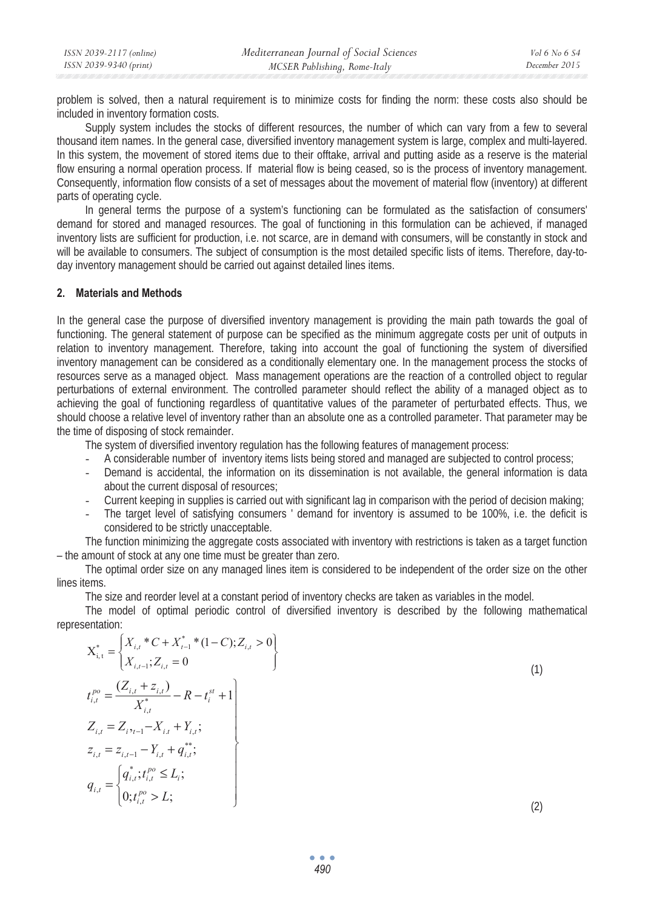problem is solved, then a natural requirement is to minimize costs for finding the norm: these costs also should be included in inventory formation costs.

Supply system includes the stocks of different resources, the number of which can vary from a few to several thousand item names. In the general case, diversified inventory management system is large, complex and multi-layered. In this system, the movement of stored items due to their offtake, arrival and putting aside as a reserve is the material flow ensuring a normal operation process. If material flow is being ceased, so is the process of inventory management. Consequently, information flow consists of a set of messages about the movement of material flow (inventory) at different parts of operating cycle.

In general terms the purpose of a system's functioning can be formulated as the satisfaction of consumers' demand for stored and managed resources. The goal of functioning in this formulation can be achieved, if managed inventory lists are sufficient for production, i.e. not scarce, are in demand with consumers, will be constantly in stock and will be available to consumers. The subject of consumption is the most detailed specific lists of items. Therefore, day-to-day inventory management should be carried out against detailed lines items.

## 2. Materials and Methods

In the general case the purpose of diversified inventory management is providing the main path towards the goal of functioning. The general statement of purpose can be specified as the minimum aggregate costs per unit of outputs in relation to inventory management. Therefore, taking into account the goal of functioning the system of diversified inventory management can be considered as a conditionally elementary one. In the management process the stocks of resources serve as a managed object. Mass management operations are the reaction of a controlled object to regular perturbations of external environment. The controlled parameter should reflect the ability of a managed object as to achieving the goal of functioning regardless of quantitative values of the parameter of perturbated effects. Thus, we should choose a relative level of inventory rather than an absolute one as a controlled parameter. That parameter may be the time of disposing of stock remainder.

The system of diversified inventory regulation has the following features of management process:

- A considerable number of inventory items lists being stored and managed are subjected to control process;
- Demand is accidental, the information on its dissemination is not available, the general information is data about the current disposal of resources;
- Current keeping in supplies is carried out with significant lag in comparison with the period of decision making;
- The target level of satisfying consumers ' demand for inventory is assumed to be 100%, i.e. the deficit is considered to be strictly unacceptable.

The function minimizing the aggregate costs associated with inventory with restrictions is taken as a target function – the amount of stock at any one time must be greater than zero.

The optimal order size on any managed lines item is considered to be independent of the order size on the other lines items.

The size and reorder level at a constant period of inventory checks are taken as variables in the model.

The model of optimal periodic control of diversified inventory is described by the following mathematical representation:

$$X^*_{i,t} = \begin{cases} X_{i,t} * C + X^*_{t-1} * (1-C); Z_{i,t} > 0 \\ X_{i,t-1}; Z_{i,t} = 0 \end{cases} \tag{1}$$

$$\left. \begin{aligned} & t^{po}_{i,t} = \frac{(Z_{i,t} + z_{i,t})}{X^*_{i,t}} - R - t^{st}_i + 1 \\ & Z_{i,t} = Z_{i,t-1} - X_{i,t} + Y_{i,t}; \\ & z_{i,t} = z_{i,t-1} - Y_{i,t} + q^{**}_{i,t}; \\ & q_{i,t} = \begin{cases} q^*_{i,t}; t^{po}_{i,t} \le L_i; \\ 0; t^{po}_{i,t} > L; \end{cases} \end{aligned} \right\} \tag{2}$$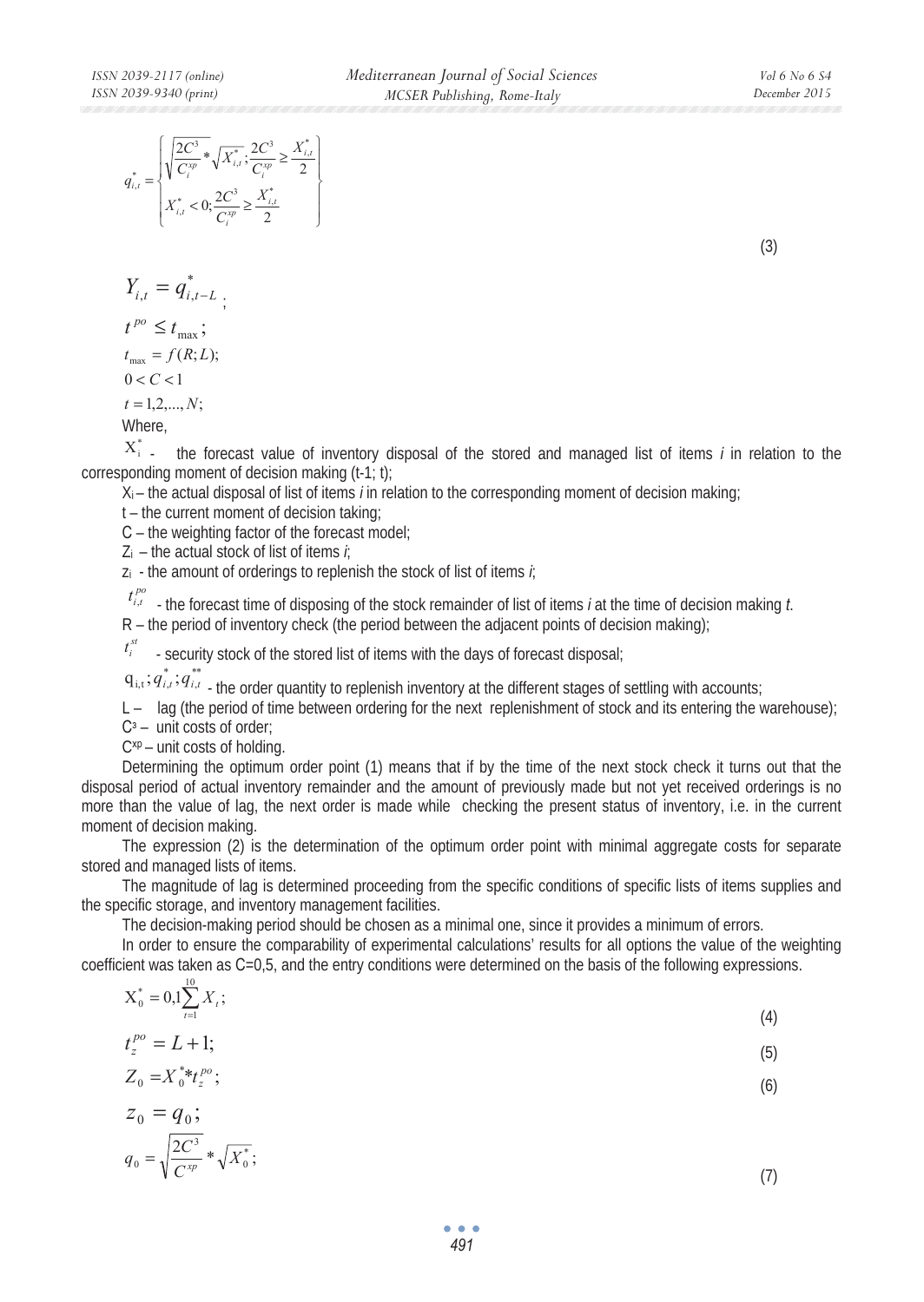$$q^*_{i,t} = \begin{Bmatrix} \sqrt{\dfrac{2C^3}{C_i^{xp}}} * \sqrt{X^*_{i,t}}; \dfrac{2C^3}{C_i^{xp}} \geq \dfrac{X^*_{i,t}}{2} \\ X^*_{i,t} < 0; \dfrac{2C^3}{C_i^{xp}} \geq \dfrac{X^*_{i,t}}{2} \end{Bmatrix} \tag{3}$$

$$Y_{i,t} = q^*_{i,t-L};$$

$$t^{po} \leq t_{\max};$$

$$t_{\max} = f(R; L);$$

$$0 < C < 1$$

$$t = 1, 2, ..., N;$$

Where,

$X^*_i$ - the forecast value of inventory disposal of the stored and managed list of items *i* in relation to the corresponding moment of decision making (t-1; t);

$X_i$ – the actual disposal of list of items *i* in relation to the corresponding moment of decision making;

t – the current moment of decision taking;

C – the weighting factor of the forecast model;

$Z_i$ – the actual stock of list of items *i*;

$z_i$ - the amount of orderings to replenish the stock of list of items *i*;

$t^{po}_{i,t}$ - the forecast time of disposing of the stock remainder of list of items *i* at the time of decision making *t*.

R – the period of inventory check (the period between the adjacent points of decision making);

$t^{st}_i$ - security stock of the stored list of items with the days of forecast disposal;

$q_{i,t}; q^*_{i,t}; q^{**}_{i,t}$ - the order quantity to replenish inventory at the different stages of settling with accounts;

L – lag (the period of time between ordering for the next replenishment of stock and its entering the warehouse);

$C^3$ – unit costs of order;

$C^{xp}$ – unit costs of holding.

Determining the optimum order point (1) means that if by the time of the next stock check it turns out that the disposal period of actual inventory remainder and the amount of previously made but not yet received orderings is no more than the value of lag, the next order is made while checking the present status of inventory, i.e. in the current moment of decision making.

The expression (2) is the determination of the optimum order point with minimal aggregate costs for separate stored and managed lists of items.

The magnitude of lag is determined proceeding from the specific conditions of specific lists of items supplies and the specific storage, and inventory management facilities.

The decision-making period should be chosen as a minimal one, since it provides a minimum of errors.

In order to ensure the comparability of experimental calculations' results for all options the value of the weighting coefficient was taken as C=0,5, and the entry conditions were determined on the basis of the following expressions.

$$X^*_0 = 0{,}1\sum_{t=1}^{10} X_t; \tag{4}$$

$$t^{po}_z = L + 1; \tag{5}$$

$$Z_0 = X^*_0 * t^{po}_z; \tag{6}$$

$$z_0 = q_0;$$

$$q_0 = \sqrt{\frac{2C^3}{C^{xp}}} * \sqrt{X^*_0}; \tag{7}$$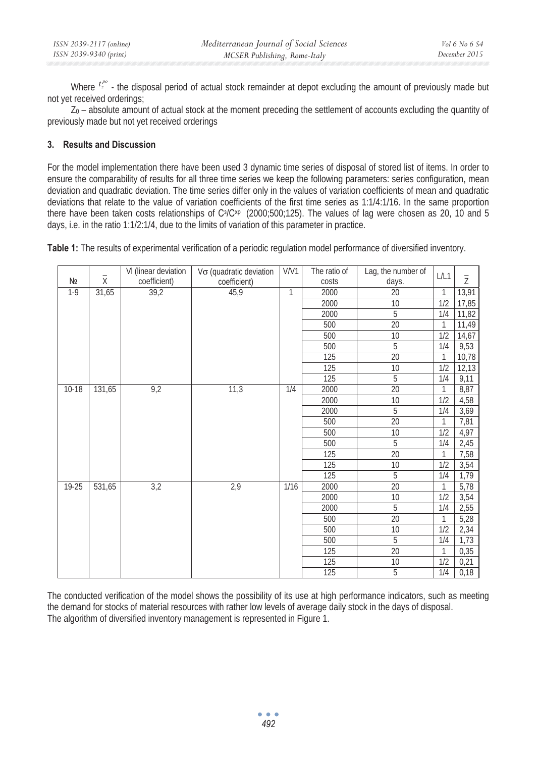Where $t_z^{po}$ - the disposal period of actual stock remainder at depot excluding the amount of previously made but not yet received orderings;

$Z_0$ – absolute amount of actual stock at the moment preceding the settlement of accounts excluding the quantity of previously made but not yet received orderings

### 3. Results and Discussion

For the model implementation there have been used 3 dynamic time series of disposal of stored list of items. In order to ensure the comparability of results for all three time series we keep the following parameters: series configuration, mean deviation and quadratic deviation. The time series differ only in the values of variation coefficients of mean and quadratic deviations that relate to the value of variation coefficients of the first time series as 1:1/4:1/16. In the same proportion there have been taken costs relationships of $C^з/C^{хр}$ (2000;500;125). The values of lag were chosen as 20, 10 and 5 days, i.e. in the ratio 1:1/2:1/4, due to the limits of variation of this parameter in practice.

**Table 1:** The results of experimental verification of a periodic regulation model performance of diversified inventory.

| № | $\bar{X}$ | Vl (linear deviation coefficient) | $V\sigma$ (quadratic deviation coefficient) | V/V1 | The ratio of costs | Lag, the number of days. | L/L1 | $\bar{Z}$ |
|---|---|---|---|---|---|---|---|---|
| 1-9 | 31,65 | 39,2 | 45,9 | 1 | 2000 | 20 | 1 | 13,91 |
| | | | | | 2000 | 10 | 1/2 | 17,85 |
| | | | | | 2000 | 5 | 1/4 | 11,82 |
| | | | | | 500 | 20 | 1 | 11,49 |
| | | | | | 500 | 10 | 1/2 | 14,67 |
| | | | | | 500 | 5 | 1/4 | 9,53 |
| | | | | | 125 | 20 | 1 | 10,78 |
| | | | | | 125 | 10 | 1/2 | 12,13 |
| | | | | | 125 | 5 | 1/4 | 9,11 |
| 10-18 | 131,65 | 9,2 | 11,3 | 1/4 | 2000 | 20 | 1 | 8,87 |
| | | | | | 2000 | 10 | 1/2 | 4,58 |
| | | | | | 2000 | 5 | 1/4 | 3,69 |
| | | | | | 500 | 20 | 1 | 7,81 |
| | | | | | 500 | 10 | 1/2 | 4,97 |
| | | | | | 500 | 5 | 1/4 | 2,45 |
| | | | | | 125 | 20 | 1 | 7,58 |
| | | | | | 125 | 10 | 1/2 | 3,54 |
| | | | | | 125 | 5 | 1/4 | 1,79 |
| 19-25 | 531,65 | 3,2 | 2,9 | 1/16 | 2000 | 20 | 1 | 5,78 |
| | | | | | 2000 | 10 | 1/2 | 3,54 |
| | | | | | 2000 | 5 | 1/4 | 2,55 |
| | | | | | 500 | 20 | 1 | 5,28 |
| | | | | | 500 | 10 | 1/2 | 2,34 |
| | | | | | 500 | 5 | 1/4 | 1,73 |
| | | | | | 125 | 20 | 1 | 0,35 |
| | | | | | 125 | 10 | 1/2 | 0,21 |
| | | | | | 125 | 5 | 1/4 | 0,18 |

The conducted verification of the model shows the possibility of its use at high performance indicators, such as meeting the demand for stocks of material resources with rather low levels of average daily stock in the days of disposal.
The algorithm of diversified inventory management is represented in Figure 1.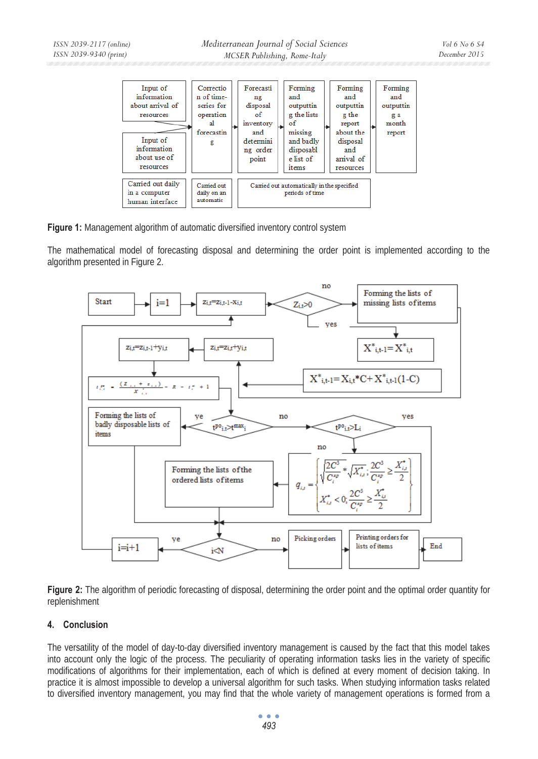| Input of information about arrival of resources | Correction of time-series for operational forecasting | Forecasting disposal of inventory and determining order point | Forming and outputting the lists of missing and badly disposable list of items | Forming and outputting the report about the disposal and arrival of resources | Forming and outputting a month report |
|---|---|---|---|---|---|
| Input of information about use of resources | | | | | |
| Carried out daily in a computer human interface | Carried out daily on an automatic | Carried out automatically in the specified periods of time | | | |

**Figure 1:** Management algorithm of automatic diversified inventory control system

The mathematical model of forecasting disposal and determining the order point is implemented according to the algorithm presented in Figure 2.

Start → i=1 → $z_{i,t}=z_{i,t-1}-x_{i,t}$ → $Z_{i,t}>0$ (no: Forming the lists of missing lists of items; yes: $X^*_{i,t-1}=X^*_{i,t}$)

$X^*_{i,t-1}=X_{i,t}*C+X^*_{i,t-1}(1-C)$

$z_{i,t}=z_{i,t}+y_{i,t}$

$z_{i,t}=z_{i,t-1}+y_{i,t}$

$t^{po}_{i,t} = \frac{(z_{i,t}+z_{i,t})}{x^*_{i,t}} - R - t^{s}_{i} + 1$

$t^{po}_{i,t}>t^{max}_{i}$ (yes: Forming the lists of badly disposable lists of items; no: $t^{po}_{i,t}>L_i$)

$t^{po}_{i,t}>L_i$ (no:)

$$q_{i,t}=\begin{cases}\sqrt{\frac{2C^3}{C^{sp}_i}}*\sqrt{X^*_{i,t}};\ \frac{2C^3}{C^{sp}_i}\geq\frac{X^*_{i,t}}{2}\\ X^*_{i,t}<0;\ \frac{2C^3}{C^{sp}_i}\geq\frac{X^*_{i,t}}{2}\end{cases}$$

→ Forming the lists of the ordered lists of items

i<N (yes: i=i+1; no: Picking orders → Printing orders for lists of items → End)

**Figure 2:** The algorithm of periodic forecasting of disposal, determining the order point and the optimal order quantity for replenishment

## 4. Conclusion

The versatility of the model of day-to-day diversified inventory management is caused by the fact that this model takes into account only the logic of the process. The peculiarity of operating information tasks lies in the variety of specific modifications of algorithms for their implementation, each of which is defined at every moment of decision taking. In practice it is almost impossible to develop a universal algorithm for such tasks. When studying information tasks related to diversified inventory management, you may find that the whole variety of management operations is formed from a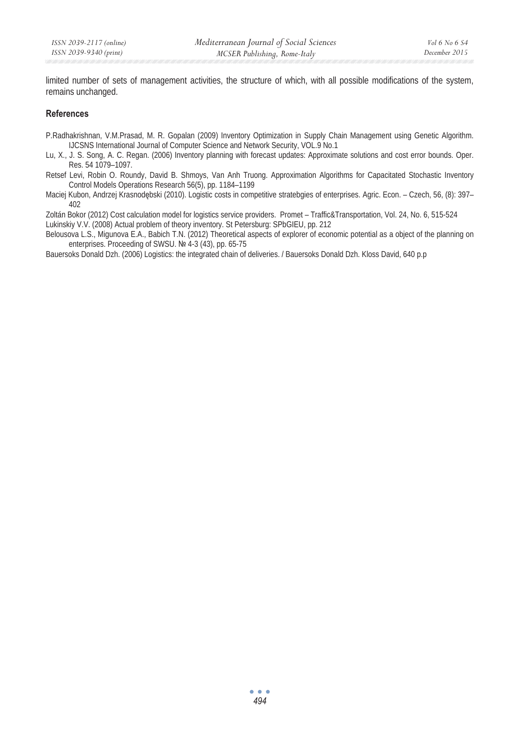limited number of sets of management activities, the structure of which, with all possible modifications of the system, remains unchanged.

## References

P.Radhakrishnan, V.M.Prasad, M. R. Gopalan (2009) Inventory Optimization in Supply Chain Management using Genetic Algorithm. IJCSNS International Journal of Computer Science and Network Security, VOL.9 No.1

Lu, X., J. S. Song, A. C. Regan. (2006) Inventory planning with forecast updates: Approximate solutions and cost error bounds. Oper. Res. 54 1079–1097.

Retsef Levi, Robin O. Roundy, David B. Shmoys, Van Anh Truong. Approximation Algorithms for Capacitated Stochastic Inventory Control Models Operations Research 56(5), pp. 1184–1199

Maciej Kubon, Andrzej Krasnodębski (2010). Logistic costs in competitive stratebgies of enterprises. Agric. Econ. – Czech, 56, (8): 397–402

Zoltán Bokor (2012) Cost calculation model for logistics service providers. Promet – Traffic&Transportation, Vol. 24, No. 6, 515-524

Lukinskiy V.V. (2008) Actual problem of theory inventory. St Petersburg: SPbGIEU, pp. 212

Belousova L.S., Migunova E.A., Babich T.N. (2012) Theoretical aspects of explorer of economic potential as a object of the planning on enterprises. Proceeding of SWSU. № 4-3 (43), pp. 65-75

Bauersoks Donald Dzh. (2006) Logistics: the integrated chain of deliveries. / Bauersoks Donald Dzh. Kloss David, 640 p.p